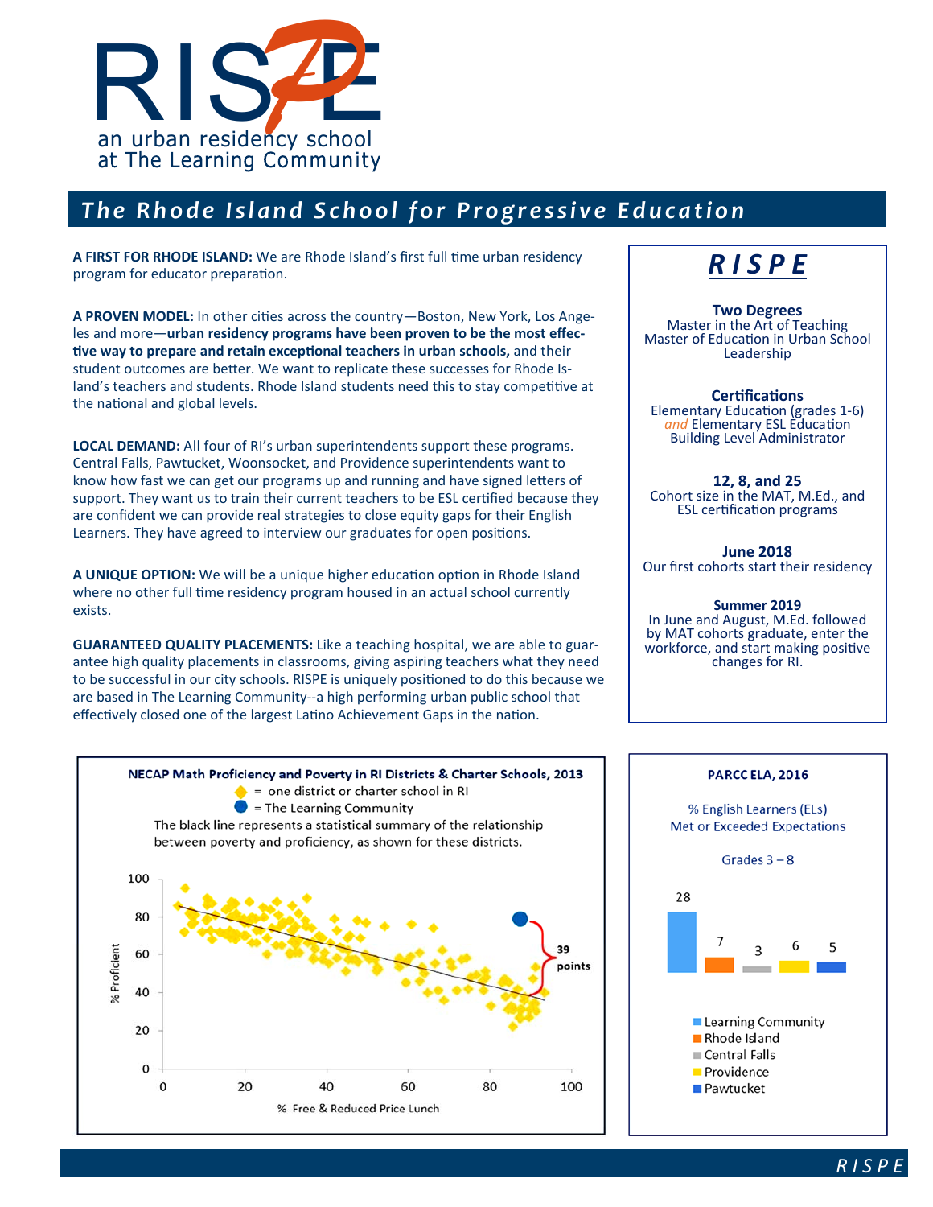# RISPE

an urban residency school at The Learning Community

## The Rhode Island School for Progressive Education

**A FIRST FOR RHODE ISLAND:** We are Rhode Island's first full time urban residency program for educator preparation.

**A PROVEN MODEL:** In other cities across the country—Boston, New York, Los Angeles and more—**urban residency programs have been proven to be the most effective way to prepare and retain exceptional teachers in urban schools,** and their student outcomes are better. We want to replicate these successes for Rhode Island's teachers and students. Rhode Island students need this to stay competitive at the national and global levels.

**LOCAL DEMAND:** All four of RI's urban superintendents support these programs. Central Falls, Pawtucket, Woonsocket, and Providence superintendents want to know how fast we can get our programs up and running and have signed letters of support. They want us to train their current teachers to be ESL certified because they are confident we can provide real strategies to close equity gaps for their English Learners. They have agreed to interview our graduates for open positions.

**A UNIQUE OPTION:** We will be a unique higher education option in Rhode Island where no other full time residency program housed in an actual school currently exists.

**GUARANTEED QUALITY PLACEMENTS:** Like a teaching hospital, we are able to guarantee high quality placements in classrooms, giving aspiring teachers what they need to be successful in our city schools. RISPE is uniquely positioned to do this because we are based in The Learning Community--a high performing urban public school that effectively closed one of the largest Latino Achievement Gaps in the nation.

### RISPE

**Two Degrees**
Master in the Art of Teaching
Master of Education in Urban School Leadership

**Certifications**
Elementary Education (grades 1-6) *and* Elementary ESL Education
Building Level Administrator

**12, 8, and 25**
Cohort size in the MAT, M.Ed., and ESL certification programs

**June 2018**
Our first cohorts start their residency

**Summer 2019**
In June and August, M.Ed. followed by MAT cohorts graduate, enter the workforce, and start making positive changes for RI.

**NECAP Math Proficiency and Poverty in RI Districts & Charter Schools, 2013**

◆ = one district or charter school in RI
● = The Learning Community

The black line represents a statistical summary of the relationship between poverty and proficiency, as shown for these districts.

(Scatter plot: % Proficient vs. % Free & Reduced Price Lunch; The Learning Community is 39 points above the line.)

**PARCC ELA, 2016**

% English Learners (ELs) Met or Exceeded Expectations

Grades 3 – 8

| | % |
|---|---|
| Learning Community | 28 |
| Rhode Island | 7 |
| Central Falls | 3 |
| Providence | 6 |
| Pawtucket | 5 |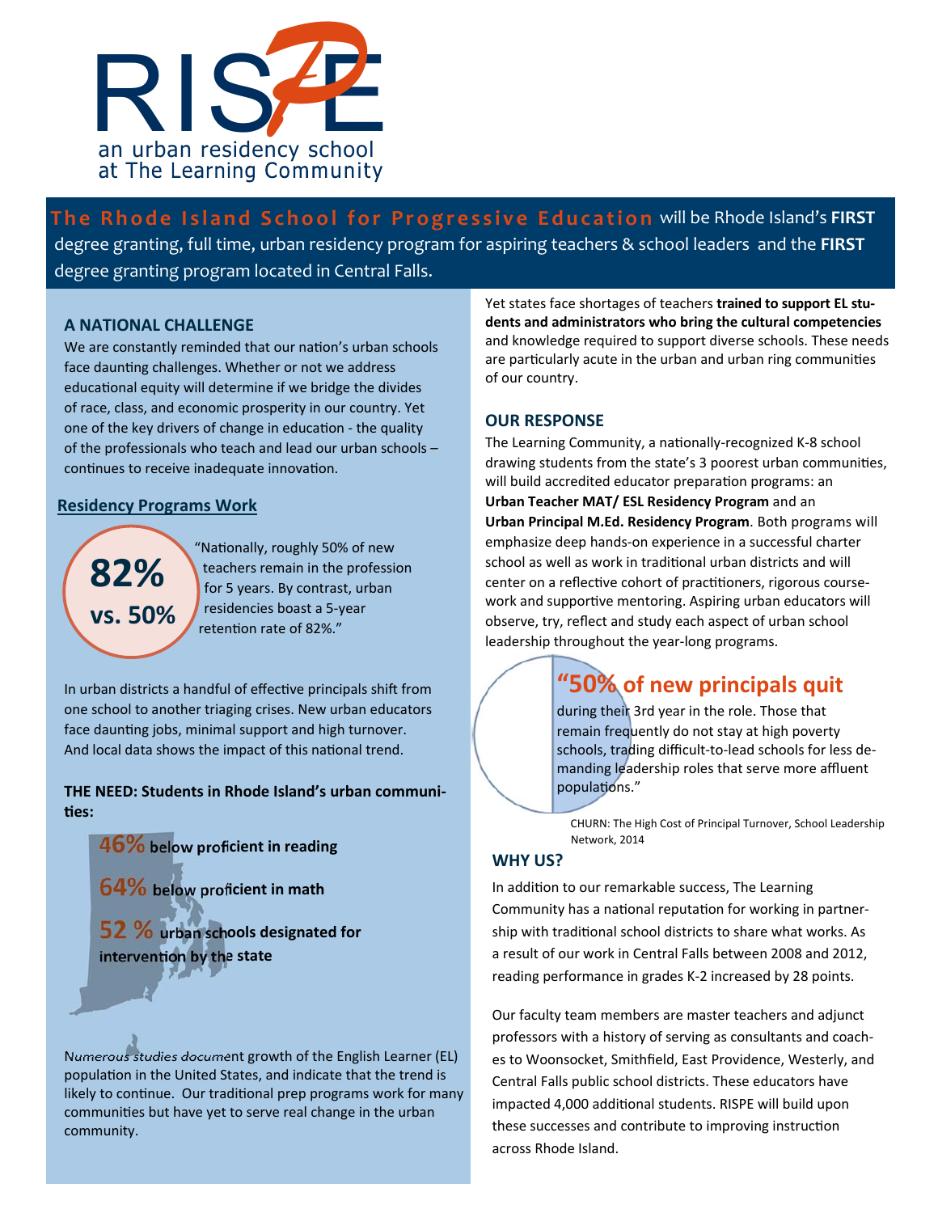# RISPE

an urban residency school
at The Learning Community

**The Rhode Island School for Progressive Education** will be Rhode Island's **FIRST** degree granting, full time, urban residency program for aspiring teachers & school leaders and the **FIRST** degree granting program located in Central Falls.

## A NATIONAL CHALLENGE

We are constantly reminded that our nation's urban schools face daunting challenges. Whether or not we address educational equity will determine if we bridge the divides of race, class, and economic prosperity in our country. Yet one of the key drivers of change in education - the quality of the professionals who teach and lead our urban schools – continues to receive inadequate innovation.

### Residency Programs Work

**82%**
**vs. 50%**

"Nationally, roughly 50% of new teachers remain in the profession for 5 years. By contrast, urban residencies boast a 5-year retention rate of 82%."

In urban districts a handful of effective principals shift from one school to another triaging crises. New urban educators face daunting jobs, minimal support and high turnover. And local data shows the impact of this national trend.

**THE NEED: Students in Rhode Island's urban communities:**

**46%** below proficient in reading

**64%** below proficient in math

**52 %** urban schools designated for intervention by the state

Numerous studies document growth of the English Learner (EL) population in the United States, and indicate that the trend is likely to continue. Our traditional prep programs work for many communities but have yet to serve real change in the urban community.

Yet states face shortages of teachers **trained to support EL students and administrators who bring the cultural competencies** and knowledge required to support diverse schools. These needs are particularly acute in the urban and urban ring communities of our country.

## OUR RESPONSE

The Learning Community, a nationally-recognized K-8 school drawing students from the state's 3 poorest urban communities, will build accredited educator preparation programs: an **Urban Teacher MAT/ ESL Residency Program** and an **Urban Principal M.Ed. Residency Program**. Both programs will emphasize deep hands-on experience in a successful charter school as well as work in traditional urban districts and will center on a reflective cohort of practitioners, rigorous coursework and supportive mentoring. Aspiring urban educators will observe, try, reflect and study each aspect of urban school leadership throughout the year-long programs.

**"50% of new principals quit** during their 3rd year in the role. Those that remain frequently do not stay at high poverty schools, trading difficult-to-lead schools for less demanding leadership roles that serve more affluent populations."

CHURN: The High Cost of Principal Turnover, School Leadership Network, 2014

## WHY US?

In addition to our remarkable success, The Learning Community has a national reputation for working in partnership with traditional school districts to share what works. As a result of our work in Central Falls between 2008 and 2012, reading performance in grades K-2 increased by 28 points.

Our faculty team members are master teachers and adjunct professors with a history of serving as consultants and coaches to Woonsocket, Smithfield, East Providence, Westerly, and Central Falls public school districts. These educators have impacted 4,000 additional students. RISPE will build upon these successes and contribute to improving instruction across Rhode Island.